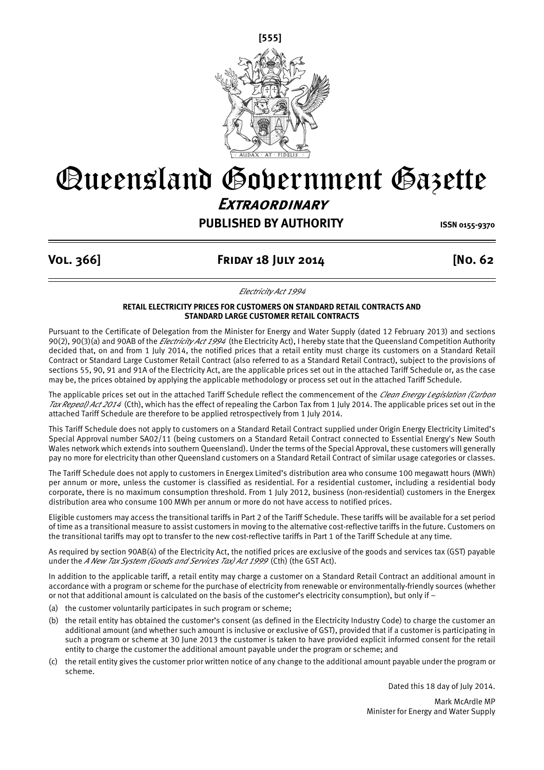# Queensland Government Gazette

## *Extraordinary*

**PUBLISHED BY AUTHORITY** **ISSN 0155-9370**

**Vol. 366] Friday 18 July 2014 [No. 62**

*Electricity Act 1994*

**RETAIL ELECTRICITY PRICES FOR CUSTOMERS ON STANDARD RETAIL CONTRACTS AND STANDARD LARGE CUSTOMER RETAIL CONTRACTS**

Pursuant to the Certificate of Delegation from the Minister for Energy and Water Supply (dated 12 February 2013) and sections 90(2), 90(3)(a) and 90AB of the *Electricity Act 1994* (the Electricity Act), I hereby state that the Queensland Competition Authority decided that, on and from 1 July 2014, the notified prices that a retail entity must charge its customers on a Standard Retail Contract or Standard Large Customer Retail Contract (also referred to as a Standard Retail Contract), subject to the provisions of sections 55, 90, 91 and 91A of the Electricity Act, are the applicable prices set out in the attached Tariff Schedule or, as the case may be, the prices obtained by applying the applicable methodology or process set out in the attached Tariff Schedule.

The applicable prices set out in the attached Tariff Schedule reflect the commencement of the *Clean Energy Legislation (Carbon Tax Repeal) Act 2014* (Cth), which has the effect of repealing the Carbon Tax from 1 July 2014. The applicable prices set out in the attached Tariff Schedule are therefore to be applied retrospectively from 1 July 2014.

This Tariff Schedule does not apply to customers on a Standard Retail Contract supplied under Origin Energy Electricity Limited's Special Approval number SA02/11 (being customers on a Standard Retail Contract connected to Essential Energy's New South Wales network which extends into southern Queensland). Under the terms of the Special Approval, these customers will generally pay no more for electricity than other Queensland customers on a Standard Retail Contract of similar usage categories or classes.

The Tariff Schedule does not apply to customers in Energex Limited's distribution area who consume 100 megawatt hours (MWh) per annum or more, unless the customer is classified as residential. For a residential customer, including a residential body corporate, there is no maximum consumption threshold. From 1 July 2012, business (non-residential) customers in the Energex distribution area who consume 100 MWh per annum or more do not have access to notified prices.

Eligible customers may access the transitional tariffs in Part 2 of the Tariff Schedule. These tariffs will be available for a set period of time as a transitional measure to assist customers in moving to the alternative cost-reflective tariffs in the future. Customers on the transitional tariffs may opt to transfer to the new cost-reflective tariffs in Part 1 of the Tariff Schedule at any time.

As required by section 90AB(4) of the Electricity Act, the notified prices are exclusive of the goods and services tax (GST) payable under the *A New Tax System (Goods and Services Tax) Act 1999* (Cth) (the GST Act).

In addition to the applicable tariff, a retail entity may charge a customer on a Standard Retail Contract an additional amount in accordance with a program or scheme for the purchase of electricity from renewable or environmentally-friendly sources (whether or not that additional amount is calculated on the basis of the customer's electricity consumption), but only if –

(a) the customer voluntarily participates in such program or scheme;

(b) the retail entity has obtained the customer's consent (as defined in the Electricity Industry Code) to charge the customer an additional amount (and whether such amount is inclusive or exclusive of GST), provided that if a customer is participating in such a program or scheme at 30 June 2013 the customer is taken to have provided explicit informed consent for the retail entity to charge the customer the additional amount payable under the program or scheme; and

(c) the retail entity gives the customer prior written notice of any change to the additional amount payable under the program or scheme.

Dated this 18 day of July 2014.

Mark McArdle MP
Minister for Energy and Water Supply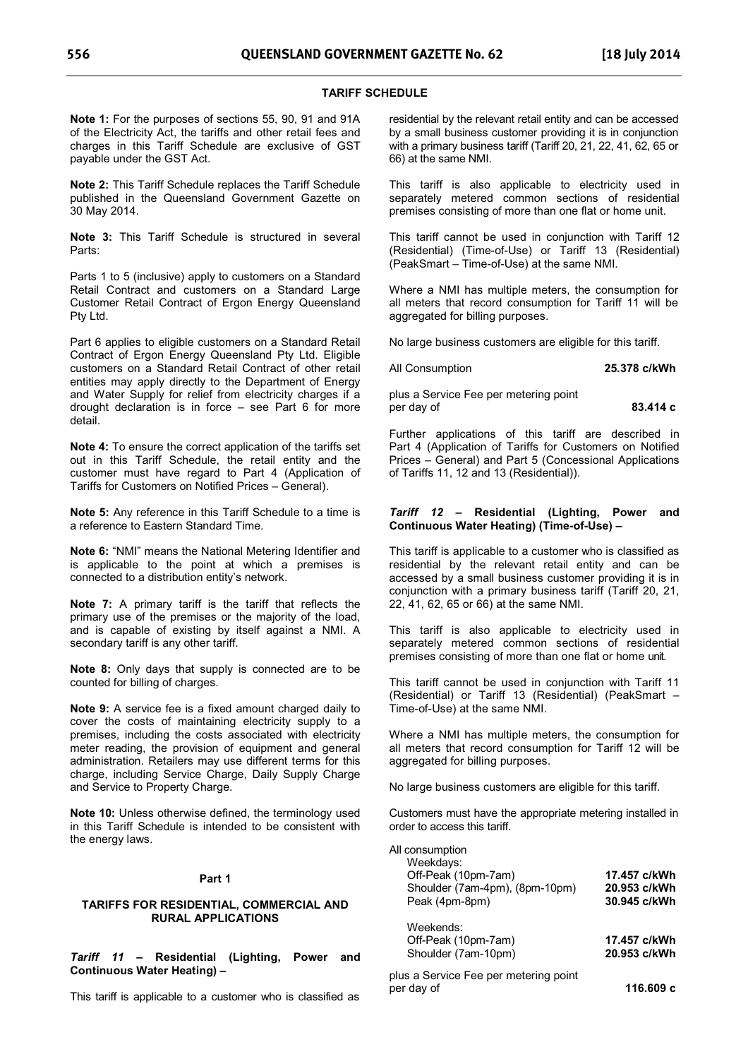## TARIFF SCHEDULE

**Note 1:** For the purposes of sections 55, 90, 91 and 91A of the Electricity Act, the tariffs and other retail fees and charges in this Tariff Schedule are exclusive of GST payable under the GST Act.

**Note 2:** This Tariff Schedule replaces the Tariff Schedule published in the Queensland Government Gazette on 30 May 2014.

**Note 3:** This Tariff Schedule is structured in several Parts:

Parts 1 to 5 (inclusive) apply to customers on a Standard Retail Contract and customers on a Standard Large Customer Retail Contract of Ergon Energy Queensland Pty Ltd.

Part 6 applies to eligible customers on a Standard Retail Contract of Ergon Energy Queensland Pty Ltd. Eligible customers on a Standard Retail Contract of other retail entities may apply directly to the Department of Energy and Water Supply for relief from electricity charges if a drought declaration is in force – see Part 6 for more detail.

**Note 4:** To ensure the correct application of the tariffs set out in this Tariff Schedule, the retail entity and the customer must have regard to Part 4 (Application of Tariffs for Customers on Notified Prices – General).

**Note 5:** Any reference in this Tariff Schedule to a time is a reference to Eastern Standard Time.

**Note 6:** "NMI" means the National Metering Identifier and is applicable to the point at which a premises is connected to a distribution entity's network.

**Note 7:** A primary tariff is the tariff that reflects the primary use of the premises or the majority of the load, and is capable of existing by itself against a NMI. A secondary tariff is any other tariff.

**Note 8:** Only days that supply is connected are to be counted for billing of charges.

**Note 9:** A service fee is a fixed amount charged daily to cover the costs of maintaining electricity supply to a premises, including the costs associated with electricity meter reading, the provision of equipment and general administration. Retailers may use different terms for this charge, including Service Charge, Daily Supply Charge and Service to Property Charge.

**Note 10:** Unless otherwise defined, the terminology used in this Tariff Schedule is intended to be consistent with the energy laws.

### Part 1

### TARIFFS FOR RESIDENTIAL, COMMERCIAL AND RURAL APPLICATIONS

#### *Tariff 11* – Residential (Lighting, Power and Continuous Water Heating) –

This tariff is applicable to a customer who is classified as residential by the relevant retail entity and can be accessed by a small business customer providing it is in conjunction with a primary business tariff (Tariff 20, 21, 22, 41, 62, 65 or 66) at the same NMI.

This tariff is also applicable to electricity used in separately metered common sections of residential premises consisting of more than one flat or home unit.

This tariff cannot be used in conjunction with Tariff 12 (Residential) (Time-of-Use) or Tariff 13 (Residential) (PeakSmart – Time-of-Use) at the same NMI.

Where a NMI has multiple meters, the consumption for all meters that record consumption for Tariff 11 will be aggregated for billing purposes.

No large business customers are eligible for this tariff.

| | |
|---|---|
| All Consumption | **25.378 c/kWh** |
| plus a Service Fee per metering point per day of | **83.414 c** |

Further applications of this tariff are described in Part 4 (Application of Tariffs for Customers on Notified Prices – General) and Part 5 (Concessional Applications of Tariffs 11, 12 and 13 (Residential)).

#### *Tariff 12* – Residential (Lighting, Power and Continuous Water Heating) (Time-of-Use) –

This tariff is applicable to a customer who is classified as residential by the relevant retail entity and can be accessed by a small business customer providing it is in conjunction with a primary business tariff (Tariff 20, 21, 22, 41, 62, 65 or 66) at the same NMI.

This tariff is also applicable to electricity used in separately metered common sections of residential premises consisting of more than one flat or home unit.

This tariff cannot be used in conjunction with Tariff 11 (Residential) or Tariff 13 (Residential) (PeakSmart – Time-of-Use) at the same NMI.

Where a NMI has multiple meters, the consumption for all meters that record consumption for Tariff 12 will be aggregated for billing purposes.

No large business customers are eligible for this tariff.

Customers must have the appropriate metering installed in order to access this tariff.

| | |
|---|---|
| All consumption | |
| Weekdays: | |
| Off-Peak (10pm-7am) | **17.457 c/kWh** |
| Shoulder (7am-4pm), (8pm-10pm) | **20.953 c/kWh** |
| Peak (4pm-8pm) | **30.945 c/kWh** |
| Weekends: | |
| Off-Peak (10pm-7am) | **17.457 c/kWh** |
| Shoulder (7am-10pm) | **20.953 c/kWh** |
| plus a Service Fee per metering point per day of | **116.609 c** |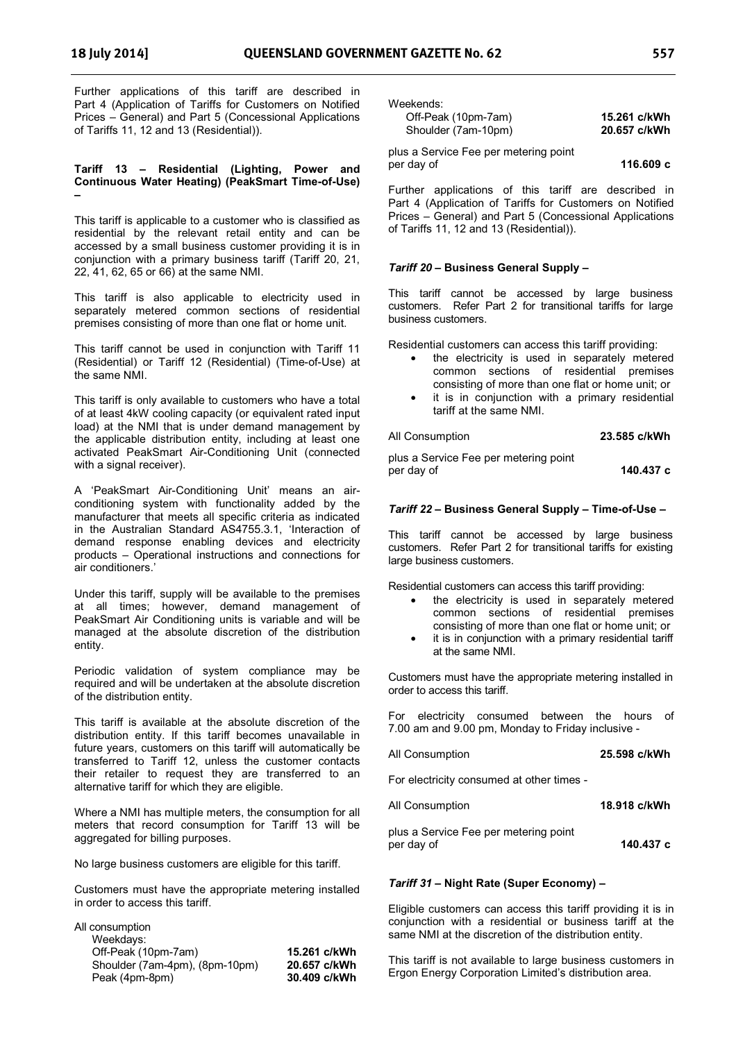Further applications of this tariff are described in Part 4 (Application of Tariffs for Customers on Notified Prices – General) and Part 5 (Concessional Applications of Tariffs 11, 12 and 13 (Residential)).

### Tariff 13 – Residential (Lighting, Power and Continuous Water Heating) (PeakSmart Time-of-Use) –

This tariff is applicable to a customer who is classified as residential by the relevant retail entity and can be accessed by a small business customer providing it is in conjunction with a primary business tariff (Tariff 20, 21, 22, 41, 62, 65 or 66) at the same NMI.

This tariff is also applicable to electricity used in separately metered common sections of residential premises consisting of more than one flat or home unit.

This tariff cannot be used in conjunction with Tariff 11 (Residential) or Tariff 12 (Residential) (Time-of-Use) at the same NMI.

This tariff is only available to customers who have a total of at least 4kW cooling capacity (or equivalent rated input load) at the NMI that is under demand management by the applicable distribution entity, including at least one activated PeakSmart Air-Conditioning Unit (connected with a signal receiver).

A 'PeakSmart Air-Conditioning Unit' means an air-conditioning system with functionality added by the manufacturer that meets all specific criteria as indicated in the Australian Standard AS4755.3.1, 'Interaction of demand response enabling devices and electricity products – Operational instructions and connections for air conditioners.'

Under this tariff, supply will be available to the premises at all times; however, demand management of PeakSmart Air Conditioning units is variable and will be managed at the absolute discretion of the distribution entity.

Periodic validation of system compliance may be required and will be undertaken at the absolute discretion of the distribution entity.

This tariff is available at the absolute discretion of the distribution entity. If this tariff becomes unavailable in future years, customers on this tariff will automatically be transferred to Tariff 12, unless the customer contacts their retailer to request they are transferred to an alternative tariff for which they are eligible.

Where a NMI has multiple meters, the consumption for all meters that record consumption for Tariff 13 will be aggregated for billing purposes.

No large business customers are eligible for this tariff.

Customers must have the appropriate metering installed in order to access this tariff.

All consumption

| | |
|---|---|
| Weekdays: | |
| Off-Peak (10pm-7am) | **15.261 c/kWh** |
| Shoulder (7am-4pm), (8pm-10pm) | **20.657 c/kWh** |
| Peak (4pm-8pm) | **30.409 c/kWh** |
| Weekends: | |
| Off-Peak (10pm-7am) | **15.261 c/kWh** |
| Shoulder (7am-10pm) | **20.657 c/kWh** |

plus a Service Fee per metering point per day of **116.609 c**

Further applications of this tariff are described in Part 4 (Application of Tariffs for Customers on Notified Prices – General) and Part 5 (Concessional Applications of Tariffs 11, 12 and 13 (Residential)).

### *Tariff 20* – Business General Supply –

This tariff cannot be accessed by large business customers. Refer Part 2 for transitional tariffs for large business customers.

Residential customers can access this tariff providing:

- the electricity is used in separately metered common sections of residential premises consisting of more than one flat or home unit; or
- it is in conjunction with a primary residential tariff at the same NMI.

All Consumption **23.585 c/kWh**

plus a Service Fee per metering point per day of **140.437 c**

### *Tariff 22* – Business General Supply – Time-of-Use –

This tariff cannot be accessed by large business customers. Refer Part 2 for transitional tariffs for existing large business customers.

Residential customers can access this tariff providing:

- the electricity is used in separately metered common sections of residential premises consisting of more than one flat or home unit; or
- it is in conjunction with a primary residential tariff at the same NMI.

Customers must have the appropriate metering installed in order to access this tariff.

For electricity consumed between the hours of 7.00 am and 9.00 pm, Monday to Friday inclusive -

All Consumption **25.598 c/kWh**

For electricity consumed at other times -

All Consumption **18.918 c/kWh**

plus a Service Fee per metering point per day of **140.437 c**

### *Tariff 31* – Night Rate (Super Economy) –

Eligible customers can access this tariff providing it is in conjunction with a residential or business tariff at the same NMI at the discretion of the distribution entity.

This tariff is not available to large business customers in Ergon Energy Corporation Limited's distribution area.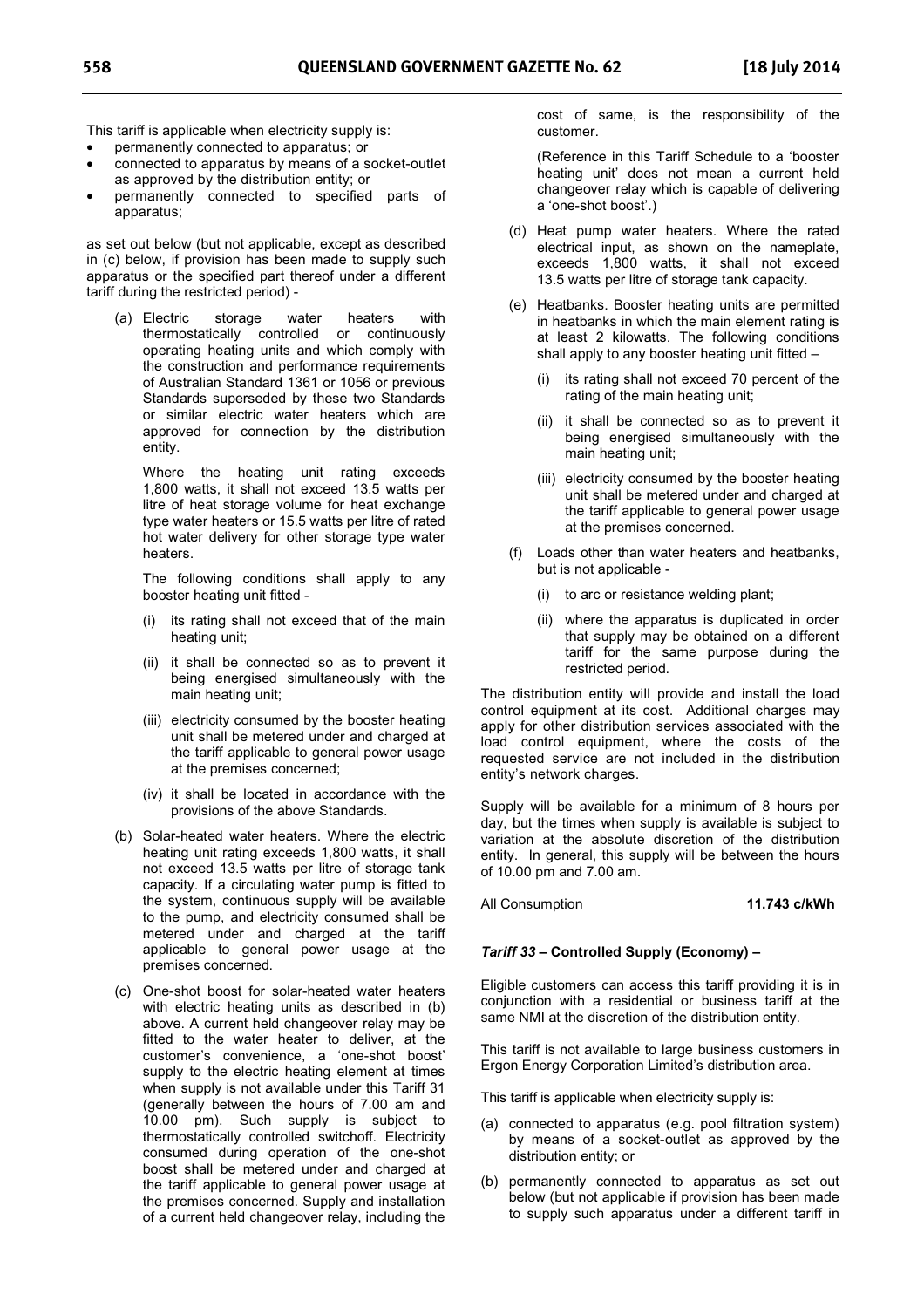This tariff is applicable when electricity supply is:

- permanently connected to apparatus; or
- connected to apparatus by means of a socket-outlet as approved by the distribution entity; or
- permanently connected to specified parts of apparatus;

as set out below (but not applicable, except as described in (c) below, if provision has been made to supply such apparatus or the specified part thereof under a different tariff during the restricted period) -

(a) Electric storage water heaters with thermostatically controlled or continuously operating heating units and which comply with the construction and performance requirements of Australian Standard 1361 or 1056 or previous Standards superseded by these two Standards or similar electric water heaters which are approved for connection by the distribution entity.

Where the heating unit rating exceeds 1,800 watts, it shall not exceed 13.5 watts per litre of heat storage volume for heat exchange type water heaters or 15.5 watts per litre of rated hot water delivery for other storage type water heaters.

The following conditions shall apply to any booster heating unit fitted -

(i) its rating shall not exceed that of the main heating unit;

(ii) it shall be connected so as to prevent it being energised simultaneously with the main heating unit;

(iii) electricity consumed by the booster heating unit shall be metered under and charged at the tariff applicable to general power usage at the premises concerned;

(iv) it shall be located in accordance with the provisions of the above Standards.

(b) Solar-heated water heaters. Where the electric heating unit rating exceeds 1,800 watts, it shall not exceed 13.5 watts per litre of storage tank capacity. If a circulating water pump is fitted to the system, continuous supply will be available to the pump, and electricity consumed shall be metered under and charged at the tariff applicable to general power usage at the premises concerned.

(c) One-shot boost for solar-heated water heaters with electric heating units as described in (b) above. A current held changeover relay may be fitted to the water heater to deliver, at the customer's convenience, a 'one-shot boost' supply to the electric heating element at times when supply is not available under this Tariff 31 (generally between the hours of 7.00 am and 10.00 pm). Such supply is subject to thermostatically controlled switchoff. Electricity consumed during operation of the one-shot boost shall be metered under and charged at the tariff applicable to general power usage at the premises concerned. Supply and installation of a current held changeover relay, including the cost of same, is the responsibility of the customer.

(Reference in this Tariff Schedule to a 'booster heating unit' does not mean a current held changeover relay which is capable of delivering a 'one-shot boost'.)

(d) Heat pump water heaters. Where the rated electrical input, as shown on the nameplate, exceeds 1,800 watts, it shall not exceed 13.5 watts per litre of storage tank capacity.

(e) Heatbanks. Booster heating units are permitted in heatbanks in which the main element rating is at least 2 kilowatts. The following conditions shall apply to any booster heating unit fitted –

(i) its rating shall not exceed 70 percent of the rating of the main heating unit;

(ii) it shall be connected so as to prevent it being energised simultaneously with the main heating unit;

(iii) electricity consumed by the booster heating unit shall be metered under and charged at the tariff applicable to general power usage at the premises concerned.

(f) Loads other than water heaters and heatbanks, but is not applicable -

(i) to arc or resistance welding plant;

(ii) where the apparatus is duplicated in order that supply may be obtained on a different tariff for the same purpose during the restricted period.

The distribution entity will provide and install the load control equipment at its cost. Additional charges may apply for other distribution services associated with the load control equipment, where the costs of the requested service are not included in the distribution entity's network charges.

Supply will be available for a minimum of 8 hours per day, but the times when supply is available is subject to variation at the absolute discretion of the distribution entity. In general, this supply will be between the hours of 10.00 pm and 7.00 am.

All Consumption **11.743 c/kWh**

### *Tariff 33* – Controlled Supply (Economy) –

Eligible customers can access this tariff providing it is in conjunction with a residential or business tariff at the same NMI at the discretion of the distribution entity.

This tariff is not available to large business customers in Ergon Energy Corporation Limited's distribution area.

This tariff is applicable when electricity supply is:

(a) connected to apparatus (e.g. pool filtration system) by means of a socket-outlet as approved by the distribution entity; or

(b) permanently connected to apparatus as set out below (but not applicable if provision has been made to supply such apparatus under a different tariff in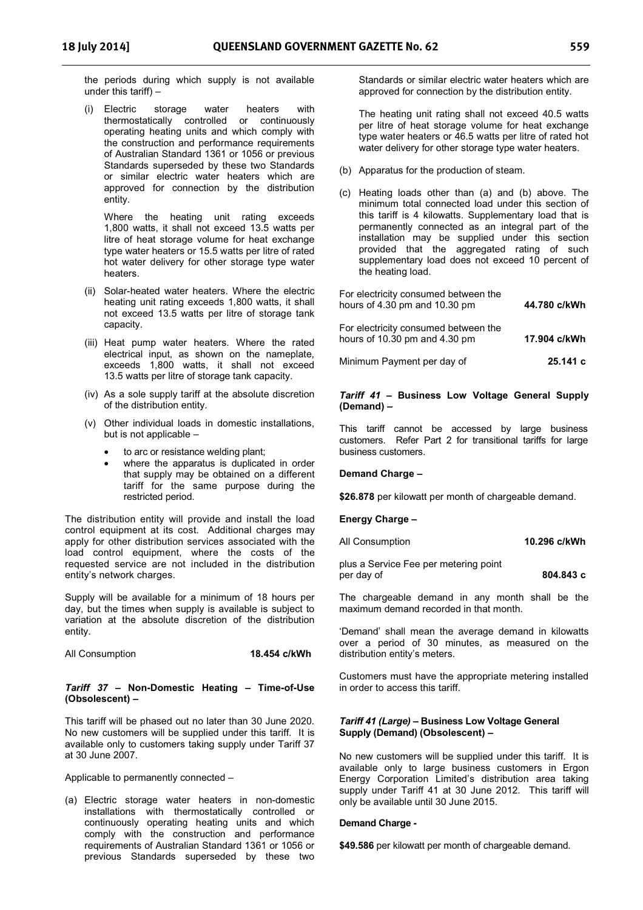the periods during which supply is not available under this tariff) –

(i) Electric storage water heaters with thermostatically controlled or continuously operating heating units and which comply with the construction and performance requirements of Australian Standard 1361 or 1056 or previous Standards superseded by these two Standards or similar electric water heaters which are approved for connection by the distribution entity.

Where the heating unit rating exceeds 1,800 watts, it shall not exceed 13.5 watts per litre of heat storage volume for heat exchange type water heaters or 15.5 watts per litre of rated hot water delivery for other storage type water heaters.

(ii) Solar-heated water heaters. Where the electric heating unit rating exceeds 1,800 watts, it shall not exceed 13.5 watts per litre of storage tank capacity.

(iii) Heat pump water heaters. Where the rated electrical input, as shown on the nameplate, exceeds 1,800 watts, it shall not exceed 13.5 watts per litre of storage tank capacity.

(iv) As a sole supply tariff at the absolute discretion of the distribution entity.

(v) Other individual loads in domestic installations, but is not applicable –

- to arc or resistance welding plant;
- where the apparatus is duplicated in order that supply may be obtained on a different tariff for the same purpose during the restricted period.

The distribution entity will provide and install the load control equipment at its cost. Additional charges may apply for other distribution services associated with the load control equipment, where the costs of the requested service are not included in the distribution entity's network charges.

Supply will be available for a minimum of 18 hours per day, but the times when supply is available is subject to variation at the absolute discretion of the distribution entity.

| | |
|---|---|
| All Consumption | **18.454 c/kWh** |

### *Tariff 37* – Non-Domestic Heating – Time-of-Use (Obsolescent) –

This tariff will be phased out no later than 30 June 2020. No new customers will be supplied under this tariff. It is available only to customers taking supply under Tariff 37 at 30 June 2007.

Applicable to permanently connected –

(a) Electric storage water heaters in non-domestic installations with thermostatically controlled or continuously operating heating units and which comply with the construction and performance requirements of Australian Standard 1361 or 1056 or previous Standards superseded by these two Standards or similar electric water heaters which are approved for connection by the distribution entity.

The heating unit rating shall not exceed 40.5 watts per litre of heat storage volume for heat exchange type water heaters or 46.5 watts per litre of rated hot water delivery for other storage type water heaters.

(b) Apparatus for the production of steam.

(c) Heating loads other than (a) and (b) above. The minimum total connected load under this section of this tariff is 4 kilowatts. Supplementary load that is permanently connected as an integral part of the installation may be supplied under this section provided that the aggregated rating of such supplementary load does not exceed 10 percent of the heating load.

| | |
|---|---|
| For electricity consumed between the hours of 4.30 pm and 10.30 pm | **44.780 c/kWh** |
| For electricity consumed between the hours of 10.30 pm and 4.30 pm | **17.904 c/kWh** |
| Minimum Payment per day of | **25.141 c** |

### *Tariff 41* – Business Low Voltage General Supply (Demand) –

This tariff cannot be accessed by large business customers. Refer Part 2 for transitional tariffs for large business customers.

**Demand Charge –**

**$26.878** per kilowatt per month of chargeable demand.

**Energy Charge –**

| | |
|---|---|
| All Consumption | **10.296 c/kWh** |
| plus a Service Fee per metering point per day of | **804.843 c** |

The chargeable demand in any month shall be the maximum demand recorded in that month.

'Demand' shall mean the average demand in kilowatts over a period of 30 minutes, as measured on the distribution entity's meters.

Customers must have the appropriate metering installed in order to access this tariff.

### *Tariff 41 (Large)* – Business Low Voltage General Supply (Demand) (Obsolescent) –

No new customers will be supplied under this tariff. It is available only to large business customers in Ergon Energy Corporation Limited's distribution area taking supply under Tariff 41 at 30 June 2012. This tariff will only be available until 30 June 2015.

**Demand Charge -**

**$49.586** per kilowatt per month of chargeable demand.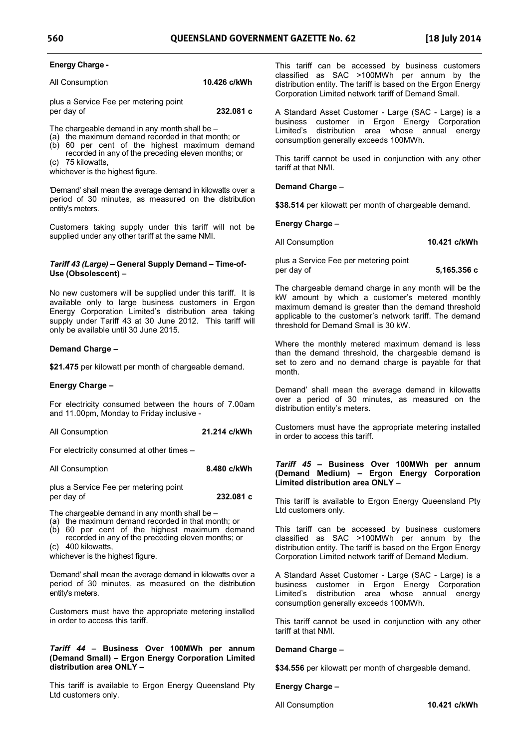**Energy Charge -**

All Consumption **10.426 c/kWh**

plus a Service Fee per metering point per day of **232.081 c**

The chargeable demand in any month shall be –

(a) the maximum demand recorded in that month; or
(b) 60 per cent of the highest maximum demand recorded in any of the preceding eleven months; or
(c) 75 kilowatts,

whichever is the highest figure.

'Demand' shall mean the average demand in kilowatts over a period of 30 minutes, as measured on the distribution entity's meters.

Customers taking supply under this tariff will not be supplied under any other tariff at the same NMI.

### *Tariff 43 (Large)* – General Supply Demand – Time-of-Use (Obsolescent) –

No new customers will be supplied under this tariff. It is available only to large business customers in Ergon Energy Corporation Limited's distribution area taking supply under Tariff 43 at 30 June 2012. This tariff will only be available until 30 June 2015.

**Demand Charge –**

**$21.475** per kilowatt per month of chargeable demand.

**Energy Charge –**

For electricity consumed between the hours of 7.00am and 11.00pm, Monday to Friday inclusive -

All Consumption **21.214 c/kWh**

For electricity consumed at other times –

All Consumption **8.480 c/kWh**

plus a Service Fee per metering point per day of **232.081 c**

The chargeable demand in any month shall be –

(a) the maximum demand recorded in that month; or
(b) 60 per cent of the highest maximum demand recorded in any of the preceding eleven months; or
(c) 400 kilowatts,

whichever is the highest figure.

'Demand' shall mean the average demand in kilowatts over a period of 30 minutes, as measured on the distribution entity's meters.

Customers must have the appropriate metering installed in order to access this tariff.

### *Tariff 44* – Business Over 100MWh per annum (Demand Small) – Ergon Energy Corporation Limited distribution area ONLY –

This tariff is available to Ergon Energy Queensland Pty Ltd customers only.

This tariff can be accessed by business customers classified as SAC >100MWh per annum by the distribution entity. The tariff is based on the Ergon Energy Corporation Limited network tariff of Demand Small.

A Standard Asset Customer - Large (SAC - Large) is a business customer in Ergon Energy Corporation Limited's distribution area whose annual energy consumption generally exceeds 100MWh.

This tariff cannot be used in conjunction with any other tariff at that NMI.

**Demand Charge –**

**$38.514** per kilowatt per month of chargeable demand.

**Energy Charge –**

All Consumption **10.421 c/kWh**

plus a Service Fee per metering point per day of **5,165.356 c**

The chargeable demand charge in any month will be the kW amount by which a customer's metered monthly maximum demand is greater than the demand threshold applicable to the customer's network tariff. The demand threshold for Demand Small is 30 kW.

Where the monthly metered maximum demand is less than the demand threshold, the chargeable demand is set to zero and no demand charge is payable for that month.

Demand' shall mean the average demand in kilowatts over a period of 30 minutes, as measured on the distribution entity's meters.

Customers must have the appropriate metering installed in order to access this tariff.

### *Tariff 45* – Business Over 100MWh per annum (Demand Medium) – Ergon Energy Corporation Limited distribution area ONLY –

This tariff is available to Ergon Energy Queensland Pty Ltd customers only.

This tariff can be accessed by business customers classified as SAC >100MWh per annum by the distribution entity. The tariff is based on the Ergon Energy Corporation Limited network tariff of Demand Medium.

A Standard Asset Customer - Large (SAC - Large) is a business customer in Ergon Energy Corporation Limited's distribution area whose annual energy consumption generally exceeds 100MWh.

This tariff cannot be used in conjunction with any other tariff at that NMI.

**Demand Charge –**

**$34.556** per kilowatt per month of chargeable demand.

**Energy Charge –**

All Consumption **10.421 c/kWh**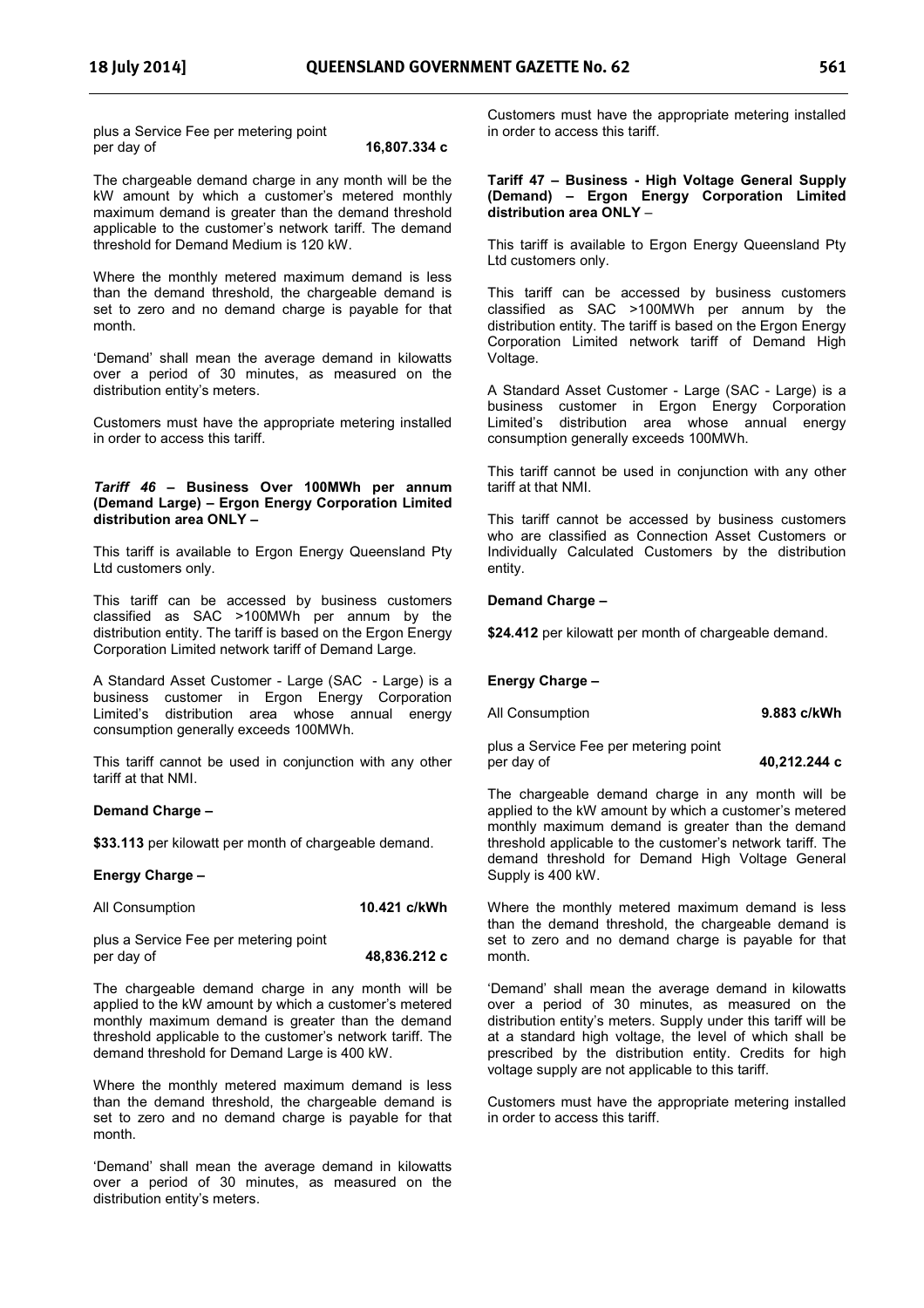plus a Service Fee per metering point per day of **16,807.334 c**

The chargeable demand charge in any month will be the kW amount by which a customer's metered monthly maximum demand is greater than the demand threshold applicable to the customer's network tariff. The demand threshold for Demand Medium is 120 kW.

Where the monthly metered maximum demand is less than the demand threshold, the chargeable demand is set to zero and no demand charge is payable for that month.

'Demand' shall mean the average demand in kilowatts over a period of 30 minutes, as measured on the distribution entity's meters.

Customers must have the appropriate metering installed in order to access this tariff.

***Tariff 46* – Business Over 100MWh per annum (Demand Large) – Ergon Energy Corporation Limited distribution area ONLY –**

This tariff is available to Ergon Energy Queensland Pty Ltd customers only.

This tariff can be accessed by business customers classified as SAC >100MWh per annum by the distribution entity. The tariff is based on the Ergon Energy Corporation Limited network tariff of Demand Large.

A Standard Asset Customer - Large (SAC - Large) is a business customer in Ergon Energy Corporation Limited's distribution area whose annual energy consumption generally exceeds 100MWh.

This tariff cannot be used in conjunction with any other tariff at that NMI.

**Demand Charge –**

**$33.113** per kilowatt per month of chargeable demand.

**Energy Charge –**

All Consumption **10.421 c/kWh**

plus a Service Fee per metering point per day of **48,836.212 c**

The chargeable demand charge in any month will be applied to the kW amount by which a customer's metered monthly maximum demand is greater than the demand threshold applicable to the customer's network tariff. The demand threshold for Demand Large is 400 kW.

Where the monthly metered maximum demand is less than the demand threshold, the chargeable demand is set to zero and no demand charge is payable for that month.

'Demand' shall mean the average demand in kilowatts over a period of 30 minutes, as measured on the distribution entity's meters.

Customers must have the appropriate metering installed in order to access this tariff.

**Tariff 47 – Business - High Voltage General Supply (Demand) – Ergon Energy Corporation Limited distribution area ONLY** –

This tariff is available to Ergon Energy Queensland Pty Ltd customers only.

This tariff can be accessed by business customers classified as SAC >100MWh per annum by the distribution entity. The tariff is based on the Ergon Energy Corporation Limited network tariff of Demand High Voltage.

A Standard Asset Customer - Large (SAC - Large) is a business customer in Ergon Energy Corporation Limited's distribution area whose annual energy consumption generally exceeds 100MWh.

This tariff cannot be used in conjunction with any other tariff at that NMI.

This tariff cannot be accessed by business customers who are classified as Connection Asset Customers or Individually Calculated Customers by the distribution entity.

**Demand Charge –**

**$24.412** per kilowatt per month of chargeable demand.

**Energy Charge –**

All Consumption **9.883 c/kWh**

plus a Service Fee per metering point per day of **40,212.244 c**

The chargeable demand charge in any month will be applied to the kW amount by which a customer's metered monthly maximum demand is greater than the demand threshold applicable to the customer's network tariff. The demand threshold for Demand High Voltage General Supply is 400 kW.

Where the monthly metered maximum demand is less than the demand threshold, the chargeable demand is set to zero and no demand charge is payable for that month.

'Demand' shall mean the average demand in kilowatts over a period of 30 minutes, as measured on the distribution entity's meters. Supply under this tariff will be at a standard high voltage, the level of which shall be prescribed by the distribution entity. Credits for high voltage supply are not applicable to this tariff.

Customers must have the appropriate metering installed in order to access this tariff.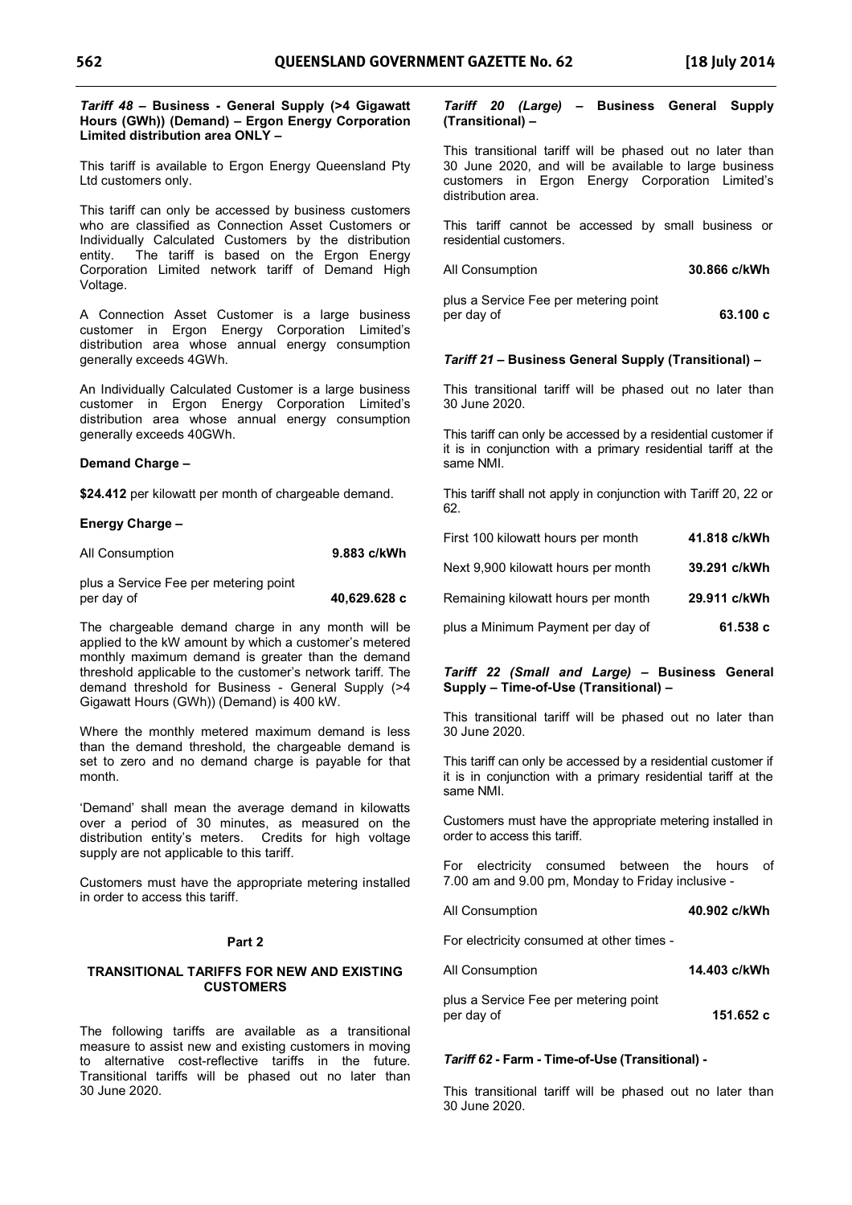***Tariff 48* – Business - General Supply (>4 Gigawatt Hours (GWh)) (Demand) – Ergon Energy Corporation Limited distribution area ONLY –**

This tariff is available to Ergon Energy Queensland Pty Ltd customers only.

This tariff can only be accessed by business customers who are classified as Connection Asset Customers or Individually Calculated Customers by the distribution entity. The tariff is based on the Ergon Energy Corporation Limited network tariff of Demand High Voltage.

A Connection Asset Customer is a large business customer in Ergon Energy Corporation Limited's distribution area whose annual energy consumption generally exceeds 4GWh.

An Individually Calculated Customer is a large business customer in Ergon Energy Corporation Limited's distribution area whose annual energy consumption generally exceeds 40GWh.

**Demand Charge –**

**$24.412** per kilowatt per month of chargeable demand.

**Energy Charge –**

| | |
|---|---|
| All Consumption | **9.883 c/kWh** |
| plus a Service Fee per metering point per day of | **40,629.628 c** |

The chargeable demand charge in any month will be applied to the kW amount by which a customer's metered monthly maximum demand is greater than the demand threshold applicable to the customer's network tariff. The demand threshold for Business - General Supply (>4 Gigawatt Hours (GWh)) (Demand) is 400 kW.

Where the monthly metered maximum demand is less than the demand threshold, the chargeable demand is set to zero and no demand charge is payable for that month.

'Demand' shall mean the average demand in kilowatts over a period of 30 minutes, as measured on the distribution entity's meters. Credits for high voltage supply are not applicable to this tariff.

Customers must have the appropriate metering installed in order to access this tariff.

## Part 2

## TRANSITIONAL TARIFFS FOR NEW AND EXISTING CUSTOMERS

The following tariffs are available as a transitional measure to assist new and existing customers in moving to alternative cost-reflective tariffs in the future. Transitional tariffs will be phased out no later than 30 June 2020.

***Tariff 20 (Large)* – Business General Supply (Transitional) –**

This transitional tariff will be phased out no later than 30 June 2020, and will be available to large business customers in Ergon Energy Corporation Limited's distribution area.

This tariff cannot be accessed by small business or residential customers.

| | |
|---|---|
| All Consumption | **30.866 c/kWh** |
| plus a Service Fee per metering point per day of | **63.100 c** |

***Tariff 21* – Business General Supply (Transitional) –**

This transitional tariff will be phased out no later than 30 June 2020.

This tariff can only be accessed by a residential customer if it is in conjunction with a primary residential tariff at the same NMI.

This tariff shall not apply in conjunction with Tariff 20, 22 or 62.

| | |
|---|---|
| First 100 kilowatt hours per month | **41.818 c/kWh** |
| Next 9,900 kilowatt hours per month | **39.291 c/kWh** |
| Remaining kilowatt hours per month | **29.911 c/kWh** |
| plus a Minimum Payment per day of | **61.538 c** |

***Tariff 22 (Small and Large)* – Business General Supply – Time-of-Use (Transitional) –**

This transitional tariff will be phased out no later than 30 June 2020.

This tariff can only be accessed by a residential customer if it is in conjunction with a primary residential tariff at the same NMI.

Customers must have the appropriate metering installed in order to access this tariff.

For electricity consumed between the hours of 7.00 am and 9.00 pm, Monday to Friday inclusive -

| | |
|---|---|
| All Consumption | **40.902 c/kWh** |

For electricity consumed at other times -

| | |
|---|---|
| All Consumption | **14.403 c/kWh** |
| plus a Service Fee per metering point per day of | **151.652 c** |

***Tariff 62* - Farm - Time-of-Use (Transitional) -**

This transitional tariff will be phased out no later than 30 June 2020.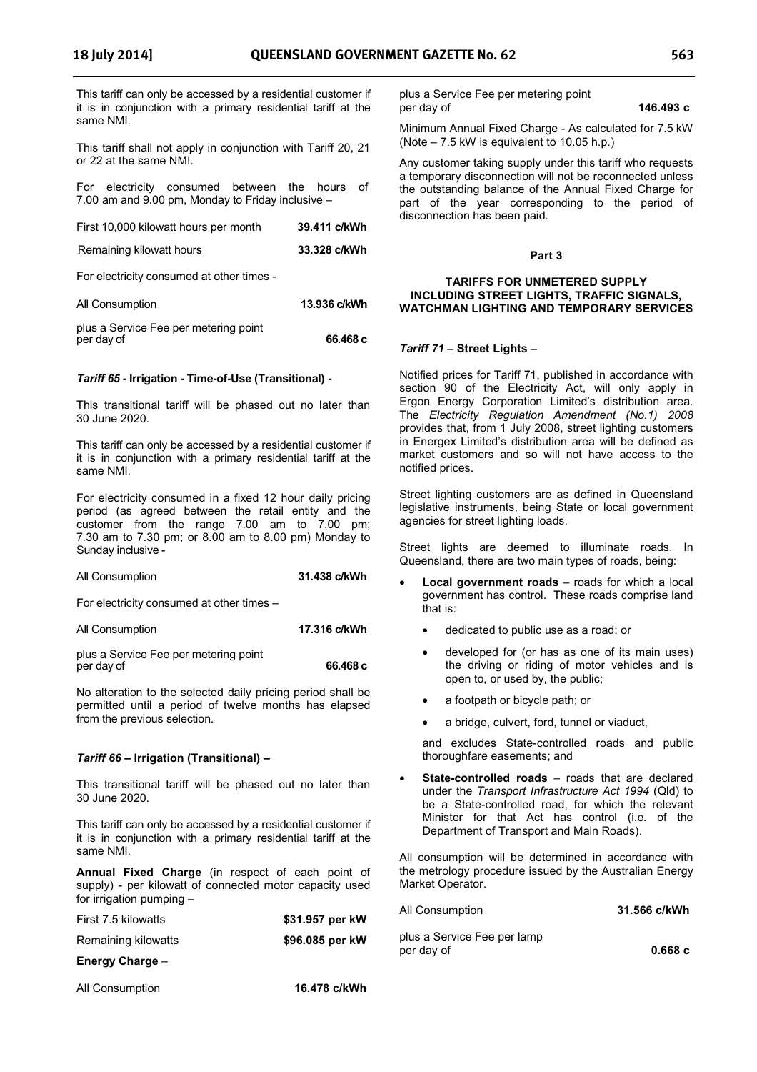This tariff can only be accessed by a residential customer if it is in conjunction with a primary residential tariff at the same NMI.

This tariff shall not apply in conjunction with Tariff 20, 21 or 22 at the same NMI.

For electricity consumed between the hours of 7.00 am and 9.00 pm, Monday to Friday inclusive –

| | |
|---|---|
| First 10,000 kilowatt hours per month | **39.411 c/kWh** |
| Remaining kilowatt hours | **33.328 c/kWh** |

For electricity consumed at other times -

| | |
|---|---|
| All Consumption | **13.936 c/kWh** |
| plus a Service Fee per metering point per day of | **66.468 c** |

### *Tariff 65* - Irrigation - Time-of-Use (Transitional) -

This transitional tariff will be phased out no later than 30 June 2020.

This tariff can only be accessed by a residential customer if it is in conjunction with a primary residential tariff at the same NMI.

For electricity consumed in a fixed 12 hour daily pricing period (as agreed between the retail entity and the customer from the range 7.00 am to 7.00 pm; 7.30 am to 7.30 pm; or 8.00 am to 8.00 pm) Monday to Sunday inclusive -

| | |
|---|---|
| All Consumption | **31.438 c/kWh** |

For electricity consumed at other times –

| | |
|---|---|
| All Consumption | **17.316 c/kWh** |
| plus a Service Fee per metering point per day of | **66.468 c** |

No alteration to the selected daily pricing period shall be permitted until a period of twelve months has elapsed from the previous selection.

### *Tariff 66* – Irrigation (Transitional) –

This transitional tariff will be phased out no later than 30 June 2020.

This tariff can only be accessed by a residential customer if it is in conjunction with a primary residential tariff at the same NMI.

**Annual Fixed Charge** (in respect of each point of supply) - per kilowatt of connected motor capacity used for irrigation pumping –

| | |
|---|---|
| First 7.5 kilowatts | **$31.957 per kW** |
| Remaining kilowatts | **$96.085 per kW** |

**Energy Charge** –

| | |
|---|---|
| All Consumption | **16.478 c/kWh** |
| plus a Service Fee per metering point per day of | **146.493 c** |

Minimum Annual Fixed Charge - As calculated for 7.5 kW (Note – 7.5 kW is equivalent to 10.05 h.p.)

Any customer taking supply under this tariff who requests a temporary disconnection will not be reconnected unless the outstanding balance of the Annual Fixed Charge for part of the year corresponding to the period of disconnection has been paid.

## Part 3

## TARIFFS FOR UNMETERED SUPPLY INCLUDING STREET LIGHTS, TRAFFIC SIGNALS, WATCHMAN LIGHTING AND TEMPORARY SERVICES

### *Tariff 71* – Street Lights –

Notified prices for Tariff 71, published in accordance with section 90 of the Electricity Act, will only apply in Ergon Energy Corporation Limited's distribution area. The *Electricity Regulation Amendment (No.1) 2008* provides that, from 1 July 2008, street lighting customers in Energex Limited's distribution area will be defined as market customers and so will not have access to the notified prices.

Street lighting customers are as defined in Queensland legislative instruments, being State or local government agencies for street lighting loads.

Street lights are deemed to illuminate roads. In Queensland, there are two main types of roads, being:

- **Local government roads** – roads for which a local government has control. These roads comprise land that is:
  - dedicated to public use as a road; or
  - developed for (or has as one of its main uses) the driving or riding of motor vehicles and is open to, or used by, the public;
  - a footpath or bicycle path; or
  - a bridge, culvert, ford, tunnel or viaduct,

  and excludes State-controlled roads and public thoroughfare easements; and
- **State-controlled roads** – roads that are declared under the *Transport Infrastructure Act 1994* (Qld) to be a State-controlled road, for which the relevant Minister for that Act has control (i.e. of the Department of Transport and Main Roads).

All consumption will be determined in accordance with the metrology procedure issued by the Australian Energy Market Operator.

| | |
|---|---|
| All Consumption | **31.566 c/kWh** |
| plus a Service Fee per lamp per day of | **0.668 c** |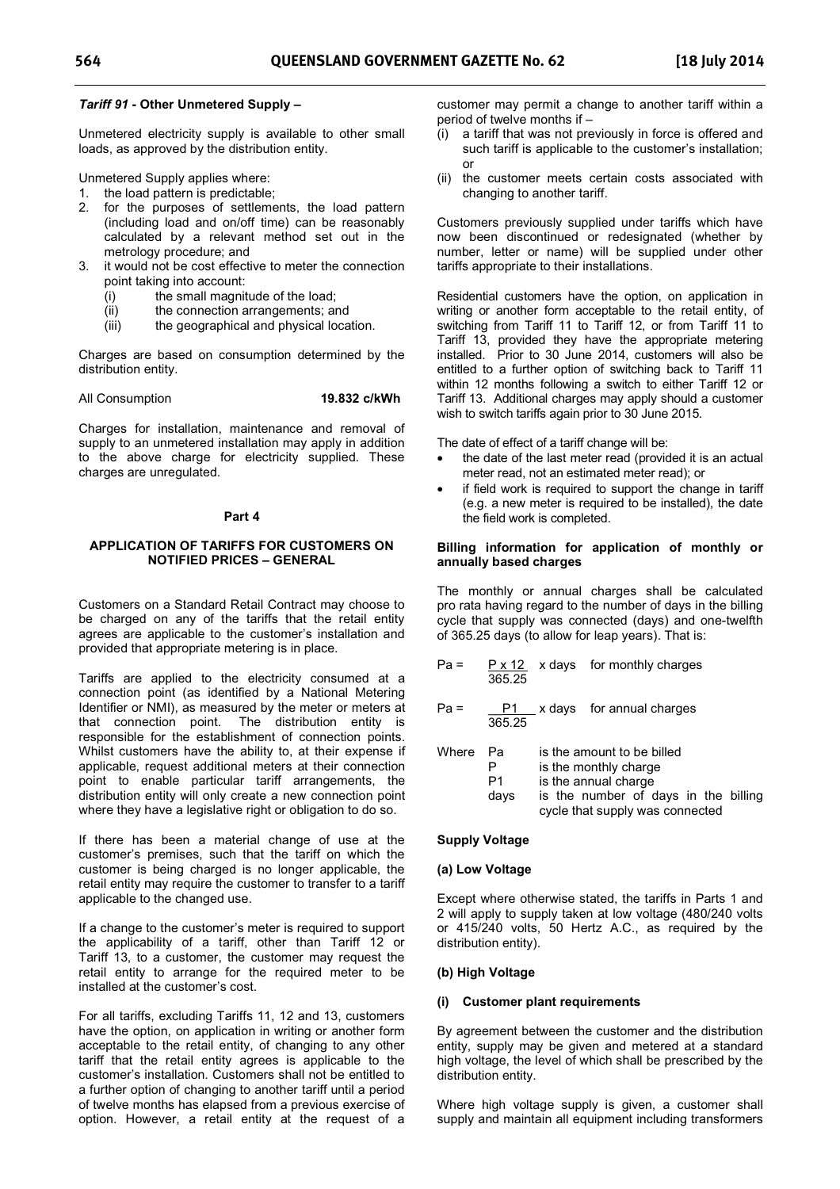### *Tariff 91* - Other Unmetered Supply –

Unmetered electricity supply is available to other small loads, as approved by the distribution entity.

Unmetered Supply applies where:

1. the load pattern is predictable;
2. for the purposes of settlements, the load pattern (including load and on/off time) can be reasonably calculated by a relevant method set out in the metrology procedure; and
3. it would not be cost effective to meter the connection point taking into account:
   (i) the small magnitude of the load;
   (ii) the connection arrangements; and
   (iii) the geographical and physical location.

Charges are based on consumption determined by the distribution entity.

All Consumption **19.832 c/kWh**

Charges for installation, maintenance and removal of supply to an unmetered installation may apply in addition to the above charge for electricity supplied. These charges are unregulated.

## Part 4

## APPLICATION OF TARIFFS FOR CUSTOMERS ON NOTIFIED PRICES – GENERAL

Customers on a Standard Retail Contract may choose to be charged on any of the tariffs that the retail entity agrees are applicable to the customer's installation and provided that appropriate metering is in place.

Tariffs are applied to the electricity consumed at a connection point (as identified by a National Metering Identifier or NMI), as measured by the meter or meters at that connection point. The distribution entity is responsible for the establishment of connection points. Whilst customers have the ability to, at their expense if applicable, request additional meters at their connection point to enable particular tariff arrangements, the distribution entity will only create a new connection point where they have a legislative right or obligation to do so.

If there has been a material change of use at the customer's premises, such that the tariff on which the customer is being charged is no longer applicable, the retail entity may require the customer to transfer to a tariff applicable to the changed use.

If a change to the customer's meter is required to support the applicability of a tariff, other than Tariff 12 or Tariff 13, to a customer, the customer may request the retail entity to arrange for the required meter to be installed at the customer's cost.

For all tariffs, excluding Tariffs 11, 12 and 13, customers have the option, on application in writing or another form acceptable to the retail entity, of changing to any other tariff that the retail entity agrees is applicable to the customer's installation. Customers shall not be entitled to a further option of changing to another tariff until a period of twelve months has elapsed from a previous exercise of option. However, a retail entity at the request of a customer may permit a change to another tariff within a period of twelve months if –

(i) a tariff that was not previously in force is offered and such tariff is applicable to the customer's installation; or
(ii) the customer meets certain costs associated with changing to another tariff.

Customers previously supplied under tariffs which have now been discontinued or redesignated (whether by number, letter or name) will be supplied under other tariffs appropriate to their installations.

Residential customers have the option, on application in writing or another form acceptable to the retail entity, of switching from Tariff 11 to Tariff 12, or from Tariff 11 to Tariff 13, provided they have the appropriate metering installed. Prior to 30 June 2014, customers will also be entitled to a further option of switching back to Tariff 11 within 12 months following a switch to either Tariff 12 or Tariff 13. Additional charges may apply should a customer wish to switch tariffs again prior to 30 June 2015.

The date of effect of a tariff change will be:

- the date of the last meter read (provided it is an actual meter read, not an estimated meter read); or
- if field work is required to support the change in tariff (e.g. a new meter is required to be installed), the date the field work is completed.

### Billing information for application of monthly or annually based charges

The monthly or annual charges shall be calculated pro rata having regard to the number of days in the billing cycle that supply was connected (days) and one-twelfth of 365.25 days (to allow for leap years). That is:

$$Pa = \frac{P \times 12}{365.25} \times days \quad \text{for monthly charges}$$

$$Pa = \frac{P1}{365.25} \times days \quad \text{for annual charges}$$

Where
- Pa is the amount to be billed
- P is the monthly charge
- P1 is the annual charge
- days is the number of days in the billing cycle that supply was connected

### Supply Voltage

#### (a) Low Voltage

Except where otherwise stated, the tariffs in Parts 1 and 2 will apply to supply taken at low voltage (480/240 volts or 415/240 volts, 50 Hertz A.C., as required by the distribution entity).

#### (b) High Voltage

#### (i) Customer plant requirements

By agreement between the customer and the distribution entity, supply may be given and metered at a standard high voltage, the level of which shall be prescribed by the distribution entity.

Where high voltage supply is given, a customer shall supply and maintain all equipment including transformers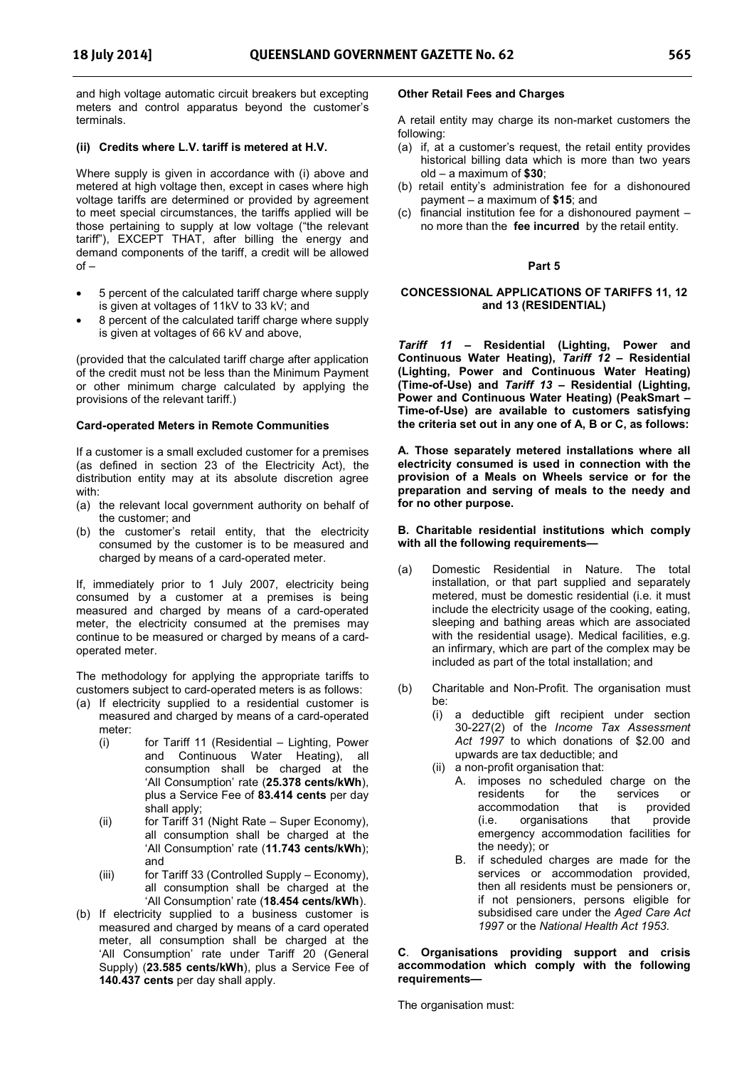and high voltage automatic circuit breakers but excepting meters and control apparatus beyond the customer's terminals.

**(ii) Credits where L.V. tariff is metered at H.V.**

Where supply is given in accordance with (i) above and metered at high voltage then, except in cases where high voltage tariffs are determined or provided by agreement to meet special circumstances, the tariffs applied will be those pertaining to supply at low voltage ("the relevant tariff"), EXCEPT THAT, after billing the energy and demand components of the tariff, a credit will be allowed of –

- 5 percent of the calculated tariff charge where supply is given at voltages of 11kV to 33 kV; and
- 8 percent of the calculated tariff charge where supply is given at voltages of 66 kV and above,

(provided that the calculated tariff charge after application of the credit must not be less than the Minimum Payment or other minimum charge calculated by applying the provisions of the relevant tariff.)

**Card-operated Meters in Remote Communities**

If a customer is a small excluded customer for a premises (as defined in section 23 of the Electricity Act), the distribution entity may at its absolute discretion agree with:

(a) the relevant local government authority on behalf of the customer; and
(b) the customer's retail entity, that the electricity consumed by the customer is to be measured and charged by means of a card-operated meter.

If, immediately prior to 1 July 2007, electricity being consumed by a customer at a premises is being measured and charged by means of a card-operated meter, the electricity consumed at the premises may continue to be measured or charged by means of a card-operated meter.

The methodology for applying the appropriate tariffs to customers subject to card-operated meters is as follows:

(a) If electricity supplied to a residential customer is measured and charged by means of a card-operated meter:
    (i) for Tariff 11 (Residential – Lighting, Power and Continuous Water Heating), all consumption shall be charged at the 'All Consumption' rate (**25.378 cents/kWh**), plus a Service Fee of **83.414 cents** per day shall apply;
    (ii) for Tariff 31 (Night Rate – Super Economy), all consumption shall be charged at the 'All Consumption' rate (**11.743 cents/kWh**); and
    (iii) for Tariff 33 (Controlled Supply – Economy), all consumption shall be charged at the 'All Consumption' rate (**18.454 cents/kWh**).
(b) If electricity supplied to a business customer is measured and charged by means of a card operated meter, all consumption shall be charged at the 'All Consumption' rate under Tariff 20 (General Supply) (**23.585 cents/kWh**), plus a Service Fee of **140.437 cents** per day shall apply.

**Other Retail Fees and Charges**

A retail entity may charge its non-market customers the following:

(a) if, at a customer's request, the retail entity provides historical billing data which is more than two years old – a maximum of **$30**;
(b) retail entity's administration fee for a dishonoured payment – a maximum of **$15**; and
(c) financial institution fee for a dishonoured payment – no more than the **fee incurred** by the retail entity.

## Part 5

### CONCESSIONAL APPLICATIONS OF TARIFFS 11, 12 and 13 (RESIDENTIAL)

***Tariff 11* – Residential (Lighting, Power and Continuous Water Heating), *Tariff 12* – Residential (Lighting, Power and Continuous Water Heating) (Time-of-Use) and *Tariff 13* – Residential (Lighting, Power and Continuous Water Heating) (PeakSmart – Time-of-Use) are available to customers satisfying the criteria set out in any one of A, B or C, as follows:**

**A. Those separately metered installations where all electricity consumed is used in connection with the provision of a Meals on Wheels service or for the preparation and serving of meals to the needy and for no other purpose.**

**B. Charitable residential institutions which comply with all the following requirements—**

(a) Domestic Residential in Nature. The total installation, or that part supplied and separately metered, must be domestic residential (i.e. it must include the electricity usage of the cooking, eating, sleeping and bathing areas which are associated with the residential usage). Medical facilities, e.g. an infirmary, which are part of the complex may be included as part of the total installation; and

(b) Charitable and Non-Profit. The organisation must be:
    (i) a deductible gift recipient under section 30-227(2) of the *Income Tax Assessment Act 1997* to which donations of $2.00 and upwards are tax deductible; and
    (ii) a non-profit organisation that:
        A. imposes no scheduled charge on the residents for the services or accommodation that is provided (i.e. organisations that provide emergency accommodation facilities for the needy); or
        B. if scheduled charges are made for the services or accommodation provided, then all residents must be pensioners or, if not pensioners, persons eligible for subsidised care under the *Aged Care Act 1997* or the *National Health Act 1953*.

**C. Organisations providing support and crisis accommodation which comply with the following requirements—**

The organisation must: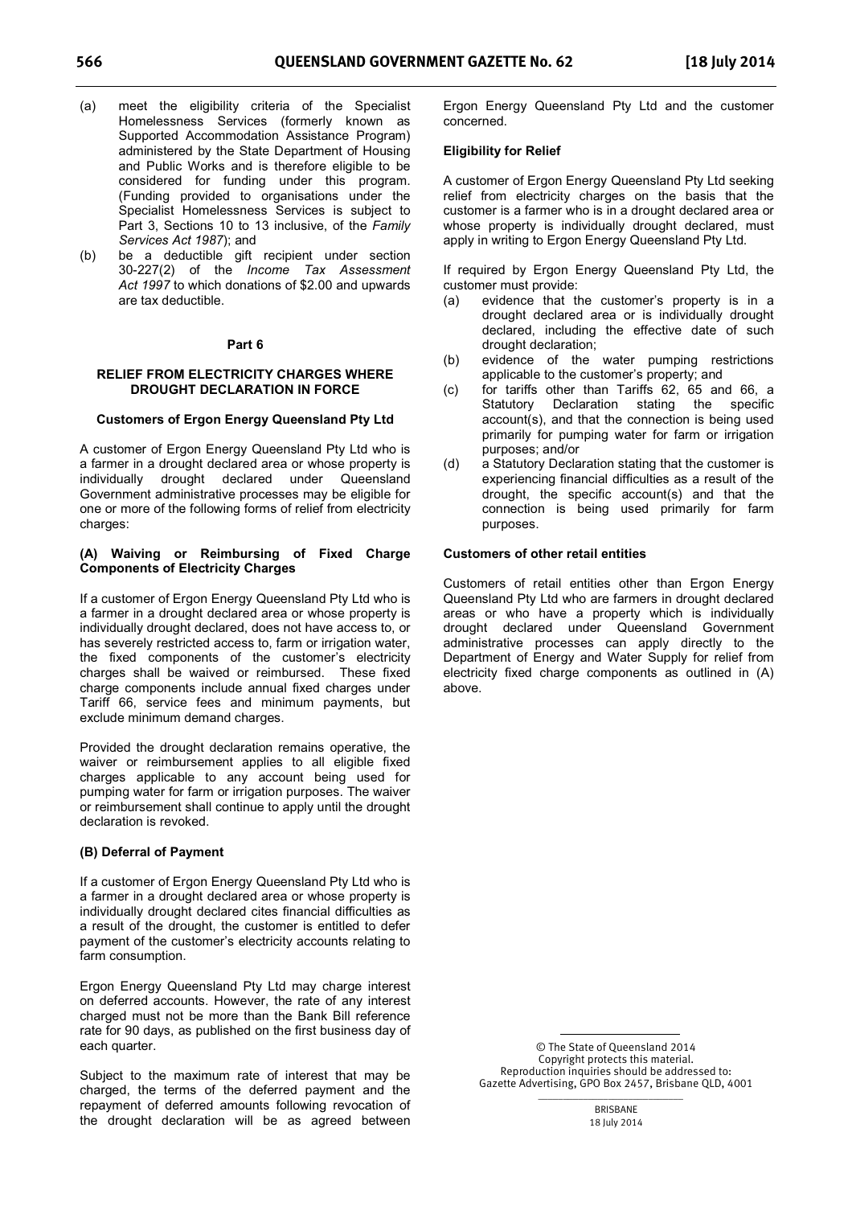(a) meet the eligibility criteria of the Specialist Homelessness Services (formerly known as Supported Accommodation Assistance Program) administered by the State Department of Housing and Public Works and is therefore eligible to be considered for funding under this program. (Funding provided to organisations under the Specialist Homelessness Services is subject to Part 3, Sections 10 to 13 inclusive, of the *Family Services Act 1987*); and

(b) be a deductible gift recipient under section 30-227(2) of the *Income Tax Assessment Act 1997* to which donations of $2.00 and upwards are tax deductible.

## Part 6

## RELIEF FROM ELECTRICITY CHARGES WHERE DROUGHT DECLARATION IN FORCE

### Customers of Ergon Energy Queensland Pty Ltd

A customer of Ergon Energy Queensland Pty Ltd who is a farmer in a drought declared area or whose property is individually drought declared under Queensland Government administrative processes may be eligible for one or more of the following forms of relief from electricity charges:

### (A) Waiving or Reimbursing of Fixed Charge Components of Electricity Charges

If a customer of Ergon Energy Queensland Pty Ltd who is a farmer in a drought declared area or whose property is individually drought declared, does not have access to, or has severely restricted access to, farm or irrigation water, the fixed components of the customer's electricity charges shall be waived or reimbursed. These fixed charge components include annual fixed charges under Tariff 66, service fees and minimum payments, but exclude minimum demand charges.

Provided the drought declaration remains operative, the waiver or reimbursement applies to all eligible fixed charges applicable to any account being used for pumping water for farm or irrigation purposes. The waiver or reimbursement shall continue to apply until the drought declaration is revoked.

### (B) Deferral of Payment

If a customer of Ergon Energy Queensland Pty Ltd who is a farmer in a drought declared area or whose property is individually drought declared cites financial difficulties as a result of the drought, the customer is entitled to defer payment of the customer's electricity accounts relating to farm consumption.

Ergon Energy Queensland Pty Ltd may charge interest on deferred accounts. However, the rate of any interest charged must not be more than the Bank Bill reference rate for 90 days, as published on the first business day of each quarter.

Subject to the maximum rate of interest that may be charged, the terms of the deferred payment and the repayment of deferred amounts following revocation of the drought declaration will be as agreed between Ergon Energy Queensland Pty Ltd and the customer concerned.

### Eligibility for Relief

A customer of Ergon Energy Queensland Pty Ltd seeking relief from electricity charges on the basis that the customer is a farmer who is in a drought declared area or whose property is individually drought declared, must apply in writing to Ergon Energy Queensland Pty Ltd.

If required by Ergon Energy Queensland Pty Ltd, the customer must provide:

(a) evidence that the customer's property is in a drought declared area or is individually drought declared, including the effective date of such drought declaration;

(b) evidence of the water pumping restrictions applicable to the customer's property; and

(c) for tariffs other than Tariffs 62, 65 and 66, a Statutory Declaration stating the specific account(s), and that the connection is being used primarily for pumping water for farm or irrigation purposes; and/or

(d) a Statutory Declaration stating that the customer is experiencing financial difficulties as a result of the drought, the specific account(s) and that the connection is being used primarily for farm purposes.

### Customers of other retail entities

Customers of retail entities other than Ergon Energy Queensland Pty Ltd who are farmers in drought declared areas or who have a property which is individually drought declared under Queensland Government administrative processes can apply directly to the Department of Energy and Water Supply for relief from electricity fixed charge components as outlined in (A) above.

© The State of Queensland 2014
Copyright protects this material.
Reproduction inquiries should be addressed to:
Gazette Advertising, GPO Box 2457, Brisbane QLD, 4001

BRISBANE
18 July 2014